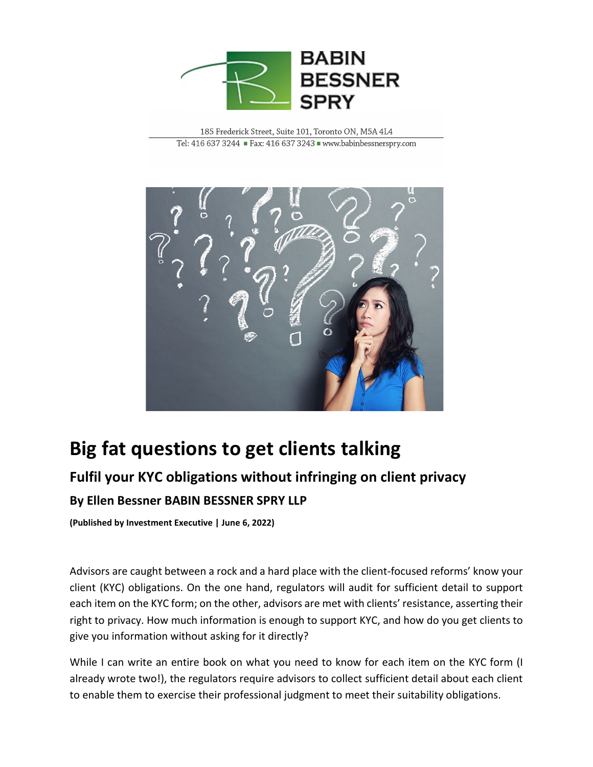BABIN BESSNER SPRY

185 Frederick Street, Suite 101, Toronto ON, M5A 4L4
Tel: 416 637 3244 ■ Fax: 416 637 3243 ■ www.babinbessnerspry.com

# Big fat questions to get clients talking

## Fulfil your KYC obligations without infringing on client privacy

### By Ellen Bessner BABIN BESSNER SPRY LLP

**(Published by Investment Executive | June 6, 2022)**

Advisors are caught between a rock and a hard place with the client-focused reforms' know your client (KYC) obligations. On the one hand, regulators will audit for sufficient detail to support each item on the KYC form; on the other, advisors are met with clients' resistance, asserting their right to privacy. How much information is enough to support KYC, and how do you get clients to give you information without asking for it directly?

While I can write an entire book on what you need to know for each item on the KYC form (I already wrote two!), the regulators require advisors to collect sufficient detail about each client to enable them to exercise their professional judgment to meet their suitability obligations.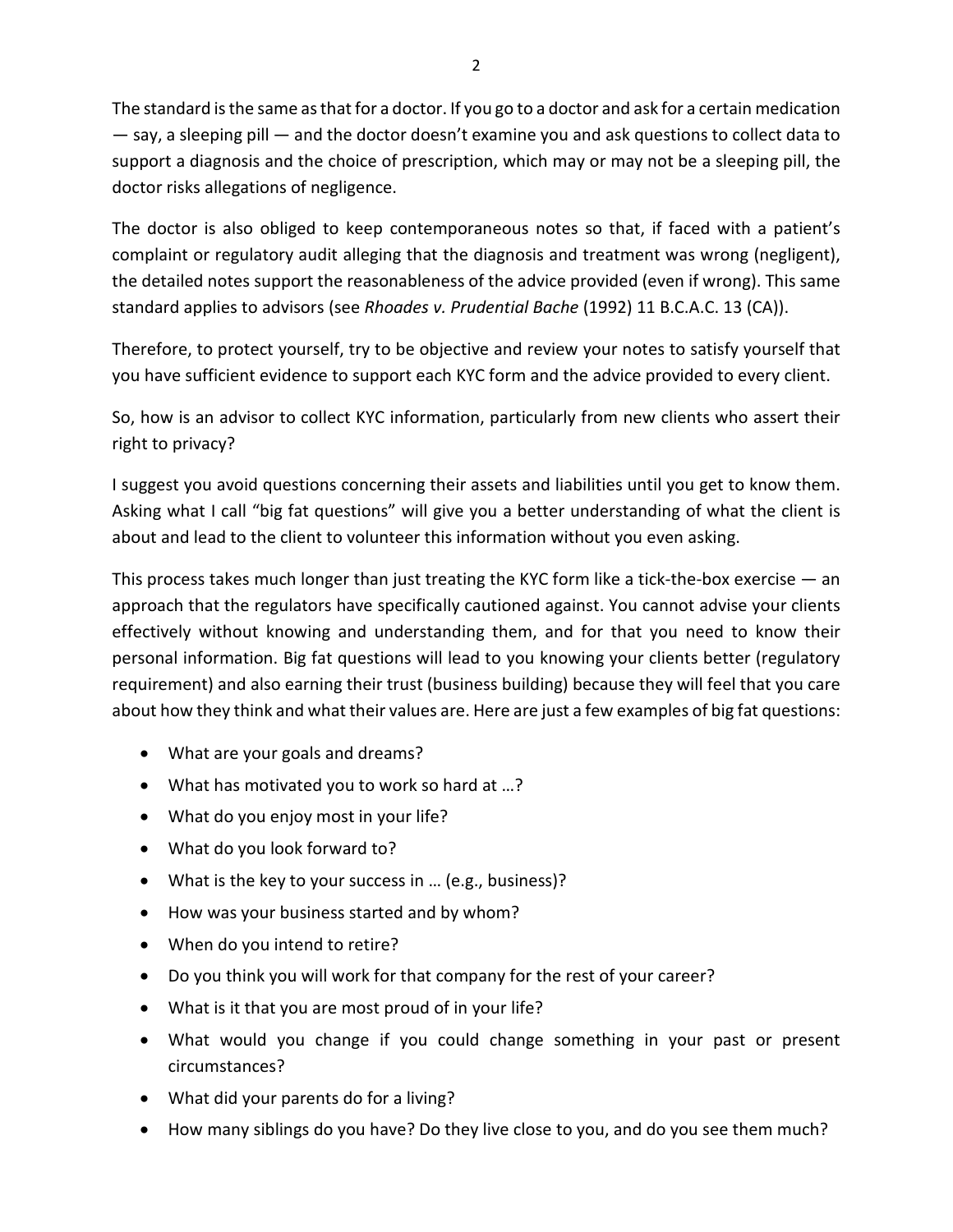The standard is the same as that for a doctor. If you go to a doctor and ask for a certain medication — say, a sleeping pill — and the doctor doesn't examine you and ask questions to collect data to support a diagnosis and the choice of prescription, which may or may not be a sleeping pill, the doctor risks allegations of negligence.

The doctor is also obliged to keep contemporaneous notes so that, if faced with a patient's complaint or regulatory audit alleging that the diagnosis and treatment was wrong (negligent), the detailed notes support the reasonableness of the advice provided (even if wrong). This same standard applies to advisors (see *Rhoades v. Prudential Bache* (1992) 11 B.C.A.C. 13 (CA)).

Therefore, to protect yourself, try to be objective and review your notes to satisfy yourself that you have sufficient evidence to support each KYC form and the advice provided to every client.

So, how is an advisor to collect KYC information, particularly from new clients who assert their right to privacy?

I suggest you avoid questions concerning their assets and liabilities until you get to know them. Asking what I call "big fat questions" will give you a better understanding of what the client is about and lead to the client to volunteer this information without you even asking.

This process takes much longer than just treating the KYC form like a tick-the-box exercise — an approach that the regulators have specifically cautioned against. You cannot advise your clients effectively without knowing and understanding them, and for that you need to know their personal information. Big fat questions will lead to you knowing your clients better (regulatory requirement) and also earning their trust (business building) because they will feel that you care about how they think and what their values are. Here are just a few examples of big fat questions:

- What are your goals and dreams?
- What has motivated you to work so hard at …?
- What do you enjoy most in your life?
- What do you look forward to?
- What is the key to your success in … (e.g., business)?
- How was your business started and by whom?
- When do you intend to retire?
- Do you think you will work for that company for the rest of your career?
- What is it that you are most proud of in your life?
- What would you change if you could change something in your past or present circumstances?
- What did your parents do for a living?
- How many siblings do you have? Do they live close to you, and do you see them much?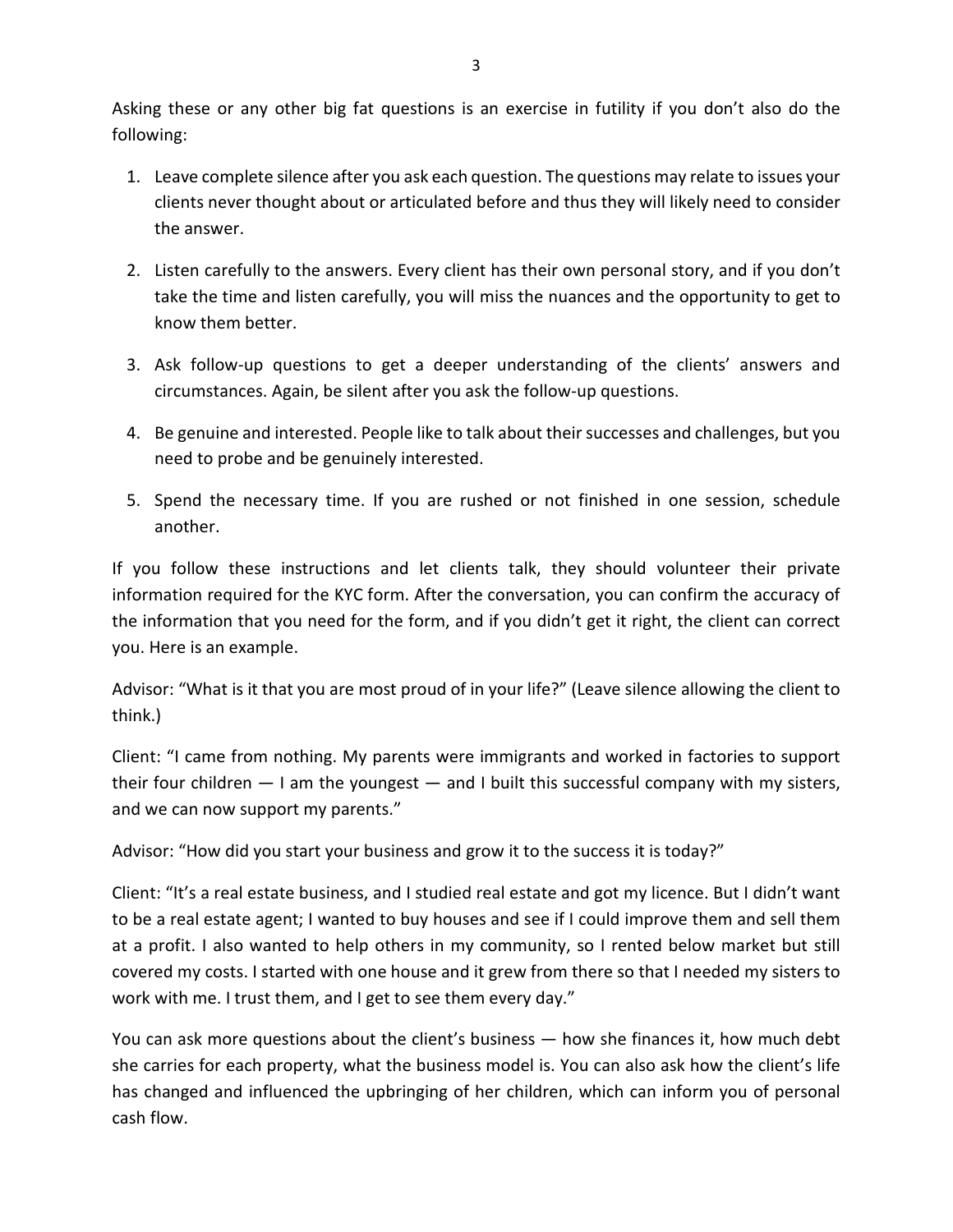Asking these or any other big fat questions is an exercise in futility if you don't also do the following:

1. Leave complete silence after you ask each question. The questions may relate to issues your clients never thought about or articulated before and thus they will likely need to consider the answer.

2. Listen carefully to the answers. Every client has their own personal story, and if you don't take the time and listen carefully, you will miss the nuances and the opportunity to get to know them better.

3. Ask follow-up questions to get a deeper understanding of the clients' answers and circumstances. Again, be silent after you ask the follow-up questions.

4. Be genuine and interested. People like to talk about their successes and challenges, but you need to probe and be genuinely interested.

5. Spend the necessary time. If you are rushed or not finished in one session, schedule another.

If you follow these instructions and let clients talk, they should volunteer their private information required for the KYC form. After the conversation, you can confirm the accuracy of the information that you need for the form, and if you didn't get it right, the client can correct you. Here is an example.

Advisor: "What is it that you are most proud of in your life?" (Leave silence allowing the client to think.)

Client: "I came from nothing. My parents were immigrants and worked in factories to support their four children — I am the youngest — and I built this successful company with my sisters, and we can now support my parents."

Advisor: "How did you start your business and grow it to the success it is today?"

Client: "It's a real estate business, and I studied real estate and got my licence. But I didn't want to be a real estate agent; I wanted to buy houses and see if I could improve them and sell them at a profit. I also wanted to help others in my community, so I rented below market but still covered my costs. I started with one house and it grew from there so that I needed my sisters to work with me. I trust them, and I get to see them every day."

You can ask more questions about the client's business — how she finances it, how much debt she carries for each property, what the business model is. You can also ask how the client's life has changed and influenced the upbringing of her children, which can inform you of personal cash flow.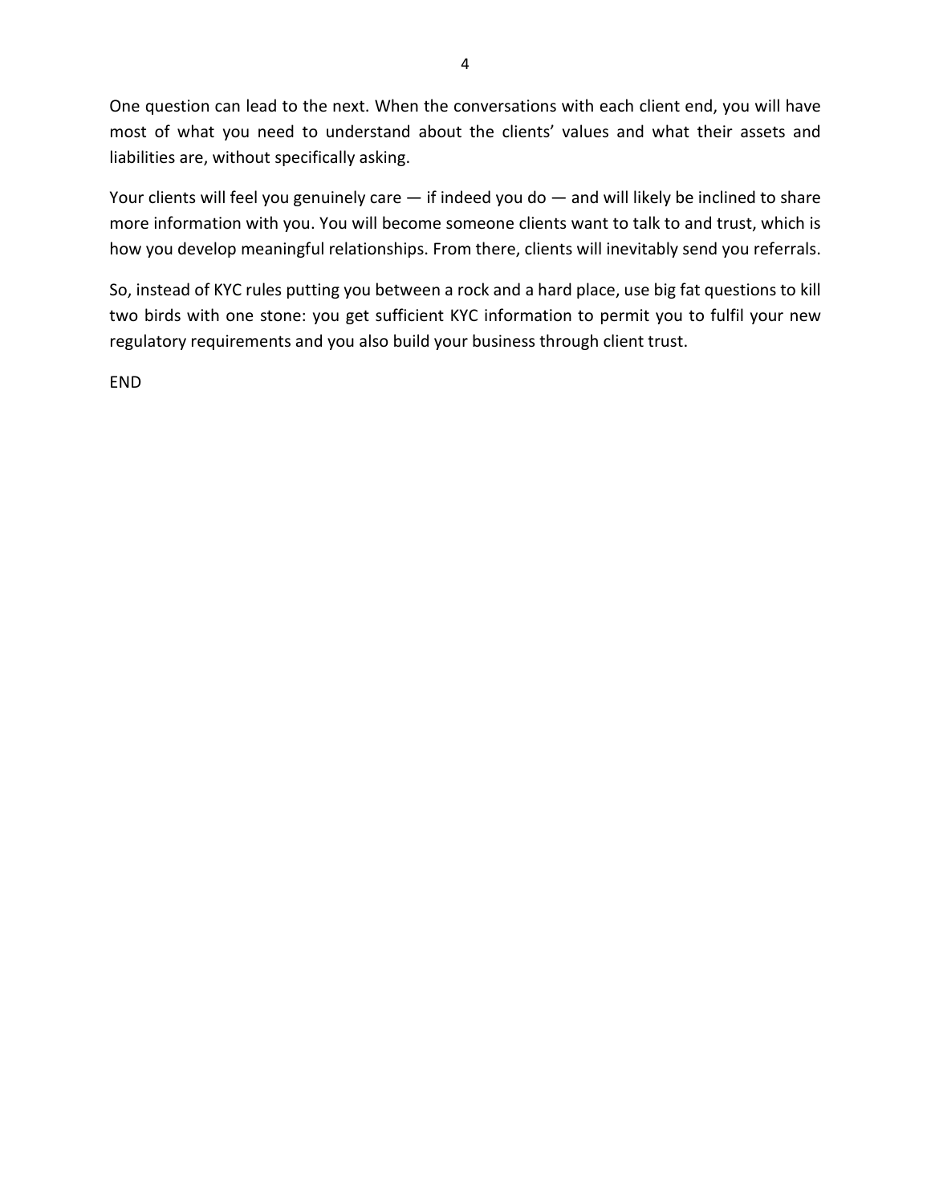One question can lead to the next. When the conversations with each client end, you will have most of what you need to understand about the clients' values and what their assets and liabilities are, without specifically asking.

Your clients will feel you genuinely care — if indeed you do — and will likely be inclined to share more information with you. You will become someone clients want to talk to and trust, which is how you develop meaningful relationships. From there, clients will inevitably send you referrals.

So, instead of KYC rules putting you between a rock and a hard place, use big fat questions to kill two birds with one stone: you get sufficient KYC information to permit you to fulfil your new regulatory requirements and you also build your business through client trust.

END